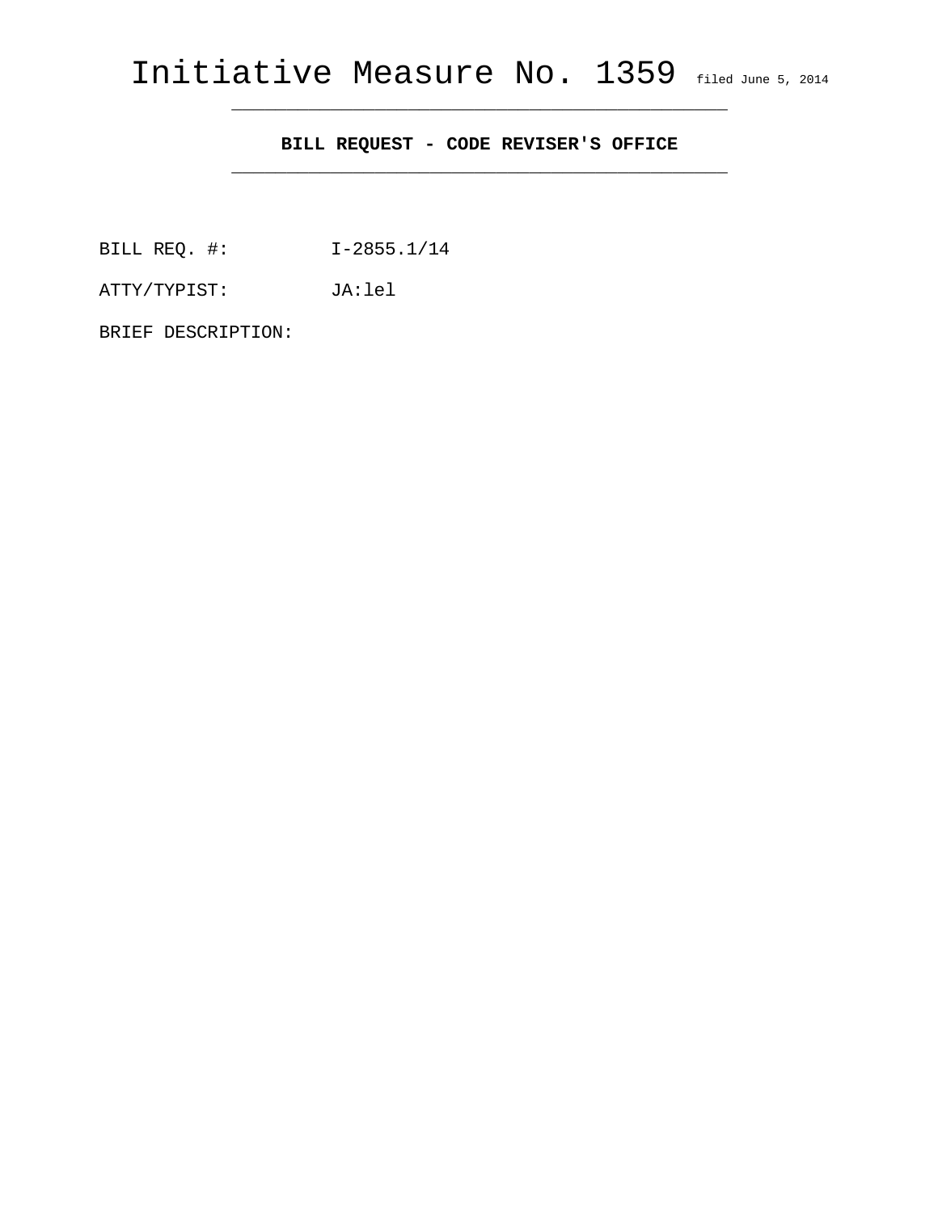# Initiative Measure No. 1359 filed June 5, 2014

---

**BILL REQUEST - CODE REVISER'S OFFICE**

---

BILL REQ. #: I-2855.1/14

ATTY/TYPIST: JA:lel

BRIEF DESCRIPTION: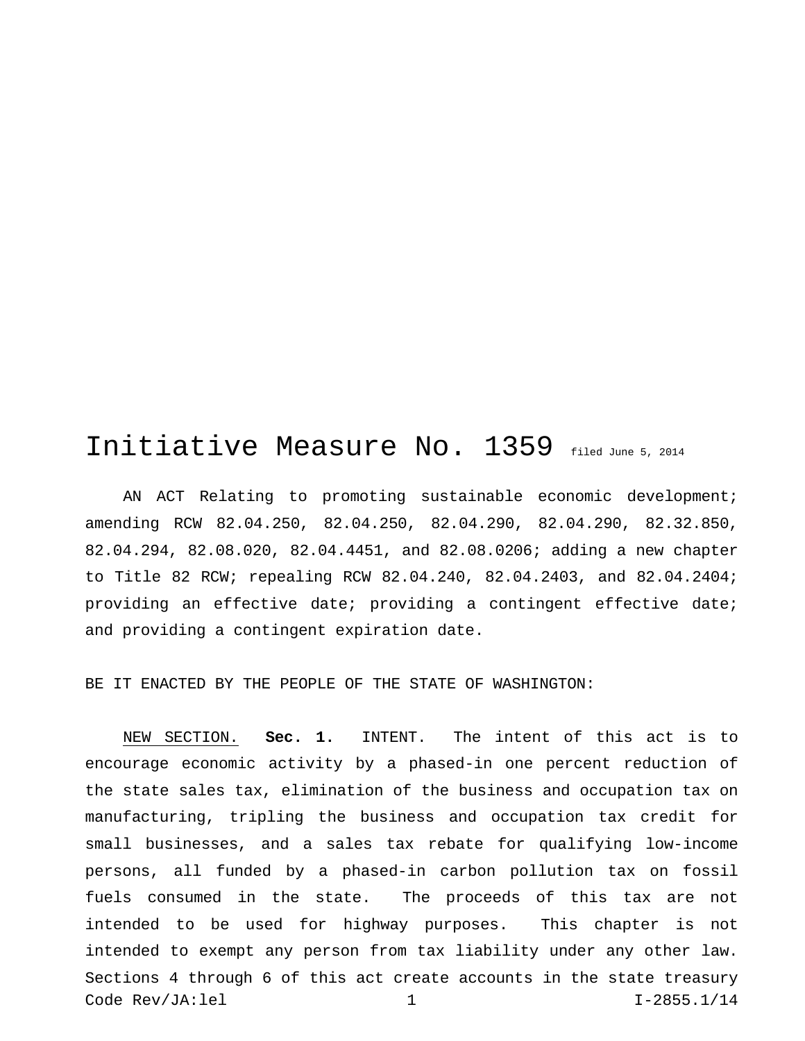# Initiative Measure No. 1359 filed June 5, 2014

AN ACT Relating to promoting sustainable economic development; amending RCW 82.04.250, 82.04.250, 82.04.290, 82.04.290, 82.32.850, 82.04.294, 82.08.020, 82.04.4451, and 82.08.0206; adding a new chapter to Title 82 RCW; repealing RCW 82.04.240, 82.04.2403, and 82.04.2404; providing an effective date; providing a contingent effective date; and providing a contingent expiration date.

BE IT ENACTED BY THE PEOPLE OF THE STATE OF WASHINGTON:

NEW SECTION. **Sec. 1.** INTENT. The intent of this act is to encourage economic activity by a phased-in one percent reduction of the state sales tax, elimination of the business and occupation tax on manufacturing, tripling the business and occupation tax credit for small businesses, and a sales tax rebate for qualifying low-income persons, all funded by a phased-in carbon pollution tax on fossil fuels consumed in the state. The proceeds of this tax are not intended to be used for highway purposes. This chapter is not intended to exempt any person from tax liability under any other law. Sections 4 through 6 of this act create accounts in the state treasury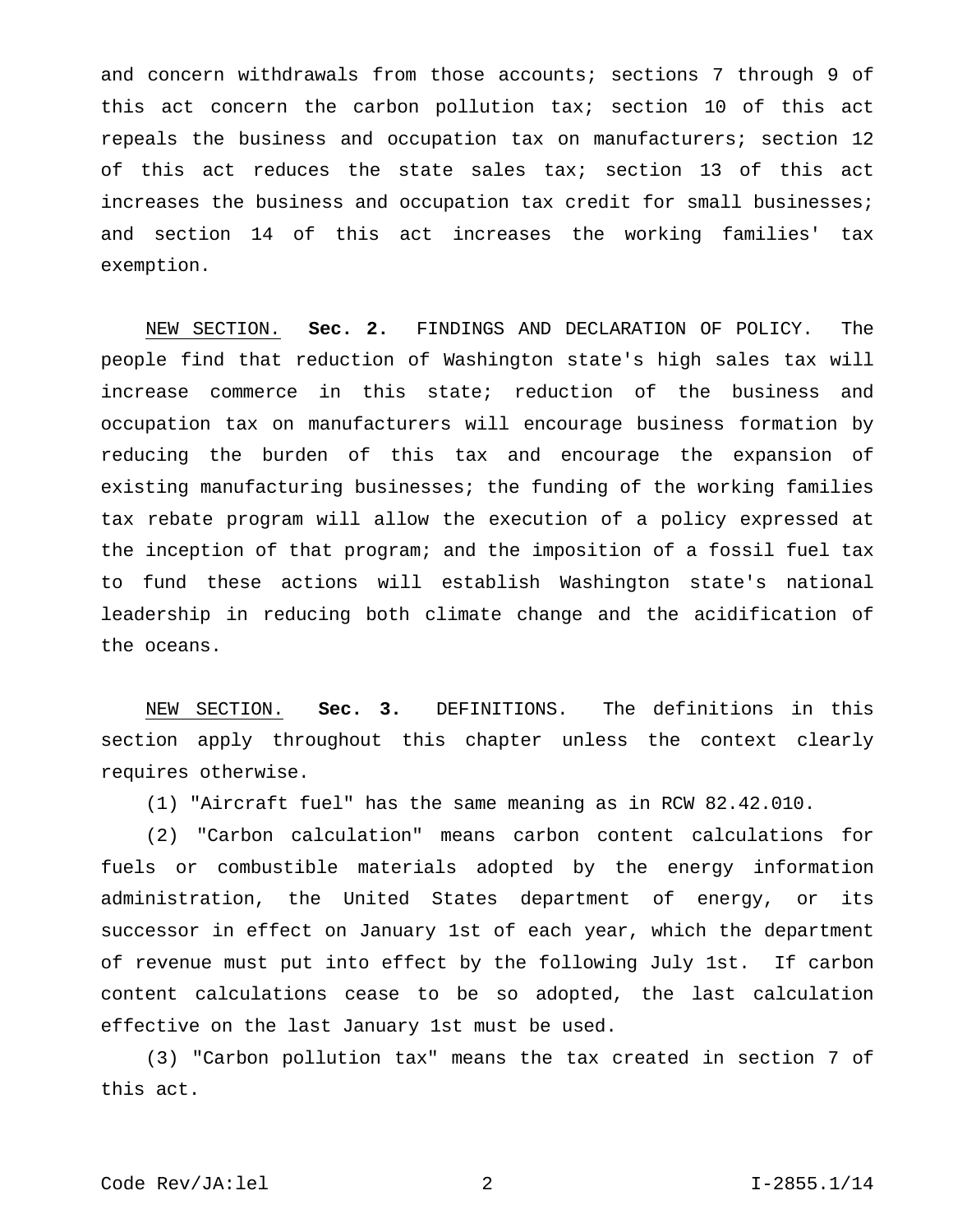and concern withdrawals from those accounts; sections 7 through 9 of this act concern the carbon pollution tax; section 10 of this act repeals the business and occupation tax on manufacturers; section 12 of this act reduces the state sales tax; section 13 of this act increases the business and occupation tax credit for small businesses; and section 14 of this act increases the working families' tax exemption.

NEW SECTION. **Sec. 2.** FINDINGS AND DECLARATION OF POLICY. The people find that reduction of Washington state's high sales tax will increase commerce in this state; reduction of the business and occupation tax on manufacturers will encourage business formation by reducing the burden of this tax and encourage the expansion of existing manufacturing businesses; the funding of the working families tax rebate program will allow the execution of a policy expressed at the inception of that program; and the imposition of a fossil fuel tax to fund these actions will establish Washington state's national leadership in reducing both climate change and the acidification of the oceans.

NEW SECTION. **Sec. 3.** DEFINITIONS. The definitions in this section apply throughout this chapter unless the context clearly requires otherwise.

(1) "Aircraft fuel" has the same meaning as in RCW 82.42.010.

(2) "Carbon calculation" means carbon content calculations for fuels or combustible materials adopted by the energy information administration, the United States department of energy, or its successor in effect on January 1st of each year, which the department of revenue must put into effect by the following July 1st. If carbon content calculations cease to be so adopted, the last calculation effective on the last January 1st must be used.

(3) "Carbon pollution tax" means the tax created in section 7 of this act.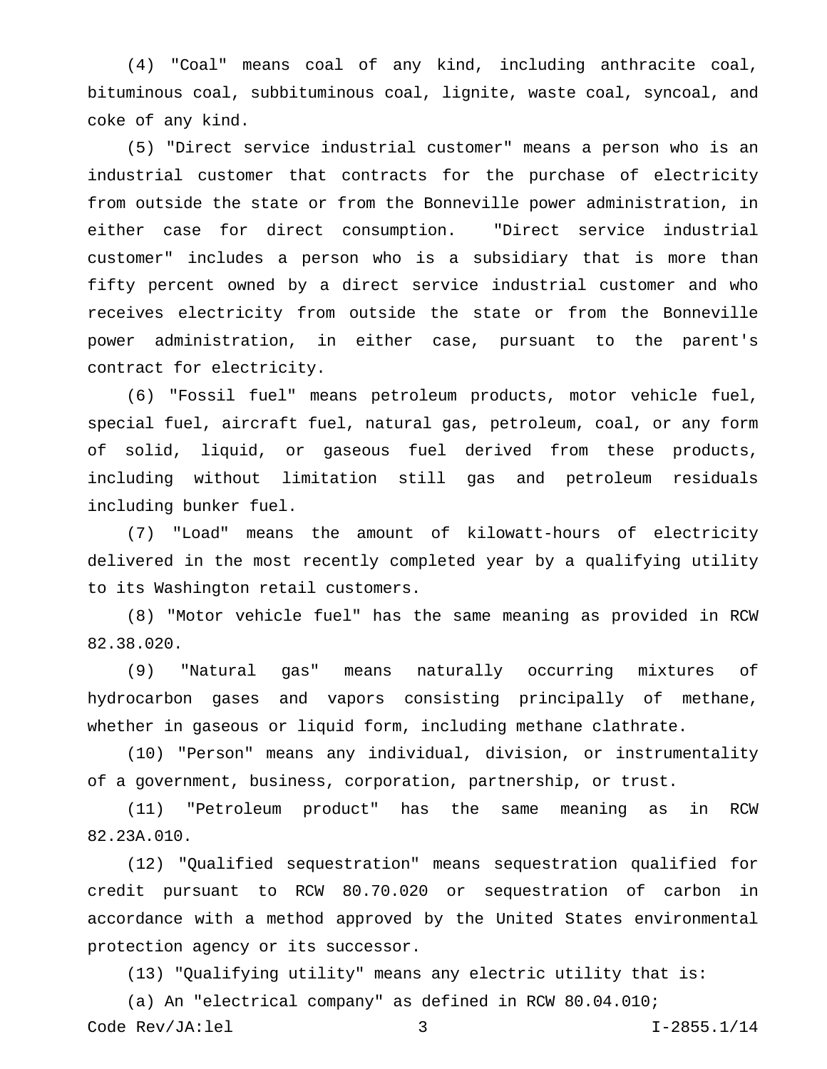(4) "Coal" means coal of any kind, including anthracite coal, bituminous coal, subbituminous coal, lignite, waste coal, syncoal, and coke of any kind.

(5) "Direct service industrial customer" means a person who is an industrial customer that contracts for the purchase of electricity from outside the state or from the Bonneville power administration, in either case for direct consumption. "Direct service industrial customer" includes a person who is a subsidiary that is more than fifty percent owned by a direct service industrial customer and who receives electricity from outside the state or from the Bonneville power administration, in either case, pursuant to the parent's contract for electricity.

(6) "Fossil fuel" means petroleum products, motor vehicle fuel, special fuel, aircraft fuel, natural gas, petroleum, coal, or any form of solid, liquid, or gaseous fuel derived from these products, including without limitation still gas and petroleum residuals including bunker fuel.

(7) "Load" means the amount of kilowatt-hours of electricity delivered in the most recently completed year by a qualifying utility to its Washington retail customers.

(8) "Motor vehicle fuel" has the same meaning as provided in RCW 82.38.020.

(9) "Natural gas" means naturally occurring mixtures of hydrocarbon gases and vapors consisting principally of methane, whether in gaseous or liquid form, including methane clathrate.

(10) "Person" means any individual, division, or instrumentality of a government, business, corporation, partnership, or trust.

(11) "Petroleum product" has the same meaning as in RCW 82.23A.010.

(12) "Qualified sequestration" means sequestration qualified for credit pursuant to RCW 80.70.020 or sequestration of carbon in accordance with a method approved by the United States environmental protection agency or its successor.

(13) "Qualifying utility" means any electric utility that is:

(a) An "electrical company" as defined in RCW 80.04.010;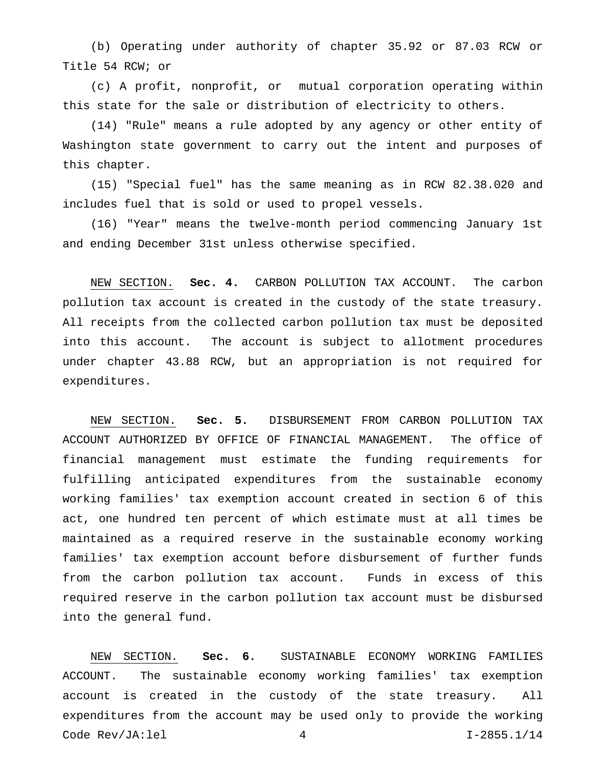(b) Operating under authority of chapter 35.92 or 87.03 RCW or Title 54 RCW; or

(c) A profit, nonprofit, or mutual corporation operating within this state for the sale or distribution of electricity to others.

(14) "Rule" means a rule adopted by any agency or other entity of Washington state government to carry out the intent and purposes of this chapter.

(15) "Special fuel" has the same meaning as in RCW 82.38.020 and includes fuel that is sold or used to propel vessels.

(16) "Year" means the twelve-month period commencing January 1st and ending December 31st unless otherwise specified.

NEW SECTION. **Sec. 4.** CARBON POLLUTION TAX ACCOUNT. The carbon pollution tax account is created in the custody of the state treasury. All receipts from the collected carbon pollution tax must be deposited into this account. The account is subject to allotment procedures under chapter 43.88 RCW, but an appropriation is not required for expenditures.

NEW SECTION. **Sec. 5.** DISBURSEMENT FROM CARBON POLLUTION TAX ACCOUNT AUTHORIZED BY OFFICE OF FINANCIAL MANAGEMENT. The office of financial management must estimate the funding requirements for fulfilling anticipated expenditures from the sustainable economy working families' tax exemption account created in section 6 of this act, one hundred ten percent of which estimate must at all times be maintained as a required reserve in the sustainable economy working families' tax exemption account before disbursement of further funds from the carbon pollution tax account. Funds in excess of this required reserve in the carbon pollution tax account must be disbursed into the general fund.

NEW SECTION. **Sec. 6.** SUSTAINABLE ECONOMY WORKING FAMILIES ACCOUNT. The sustainable economy working families' tax exemption account is created in the custody of the state treasury. All expenditures from the account may be used only to provide the working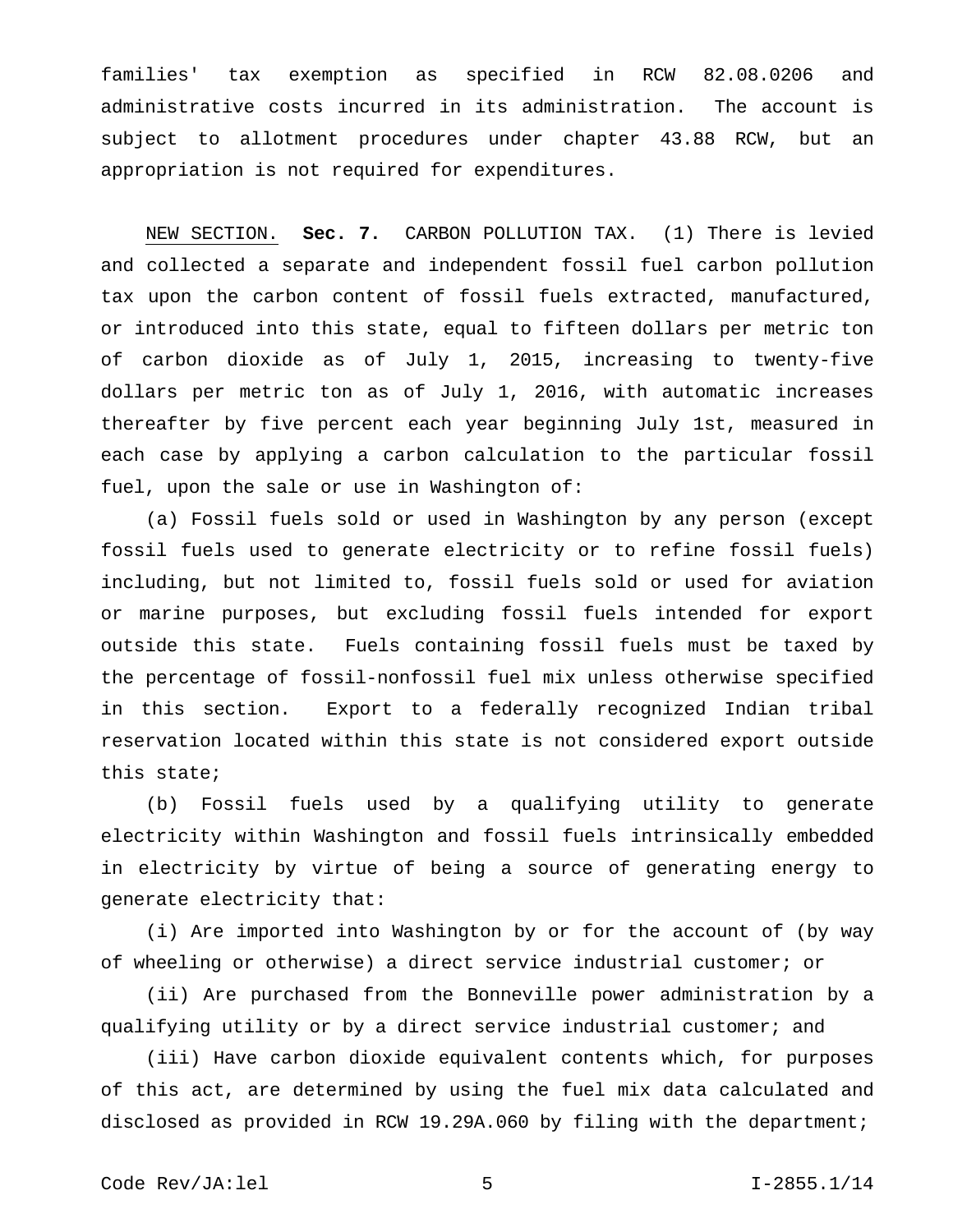families' tax exemption as specified in RCW 82.08.0206 and administrative costs incurred in its administration. The account is subject to allotment procedures under chapter 43.88 RCW, but an appropriation is not required for expenditures.

NEW SECTION. **Sec. 7.** CARBON POLLUTION TAX. (1) There is levied and collected a separate and independent fossil fuel carbon pollution tax upon the carbon content of fossil fuels extracted, manufactured, or introduced into this state, equal to fifteen dollars per metric ton of carbon dioxide as of July 1, 2015, increasing to twenty-five dollars per metric ton as of July 1, 2016, with automatic increases thereafter by five percent each year beginning July 1st, measured in each case by applying a carbon calculation to the particular fossil fuel, upon the sale or use in Washington of:

(a) Fossil fuels sold or used in Washington by any person (except fossil fuels used to generate electricity or to refine fossil fuels) including, but not limited to, fossil fuels sold or used for aviation or marine purposes, but excluding fossil fuels intended for export outside this state. Fuels containing fossil fuels must be taxed by the percentage of fossil-nonfossil fuel mix unless otherwise specified in this section. Export to a federally recognized Indian tribal reservation located within this state is not considered export outside this state;

(b) Fossil fuels used by a qualifying utility to generate electricity within Washington and fossil fuels intrinsically embedded in electricity by virtue of being a source of generating energy to generate electricity that:

(i) Are imported into Washington by or for the account of (by way of wheeling or otherwise) a direct service industrial customer; or

(ii) Are purchased from the Bonneville power administration by a qualifying utility or by a direct service industrial customer; and

(iii) Have carbon dioxide equivalent contents which, for purposes of this act, are determined by using the fuel mix data calculated and disclosed as provided in RCW 19.29A.060 by filing with the department;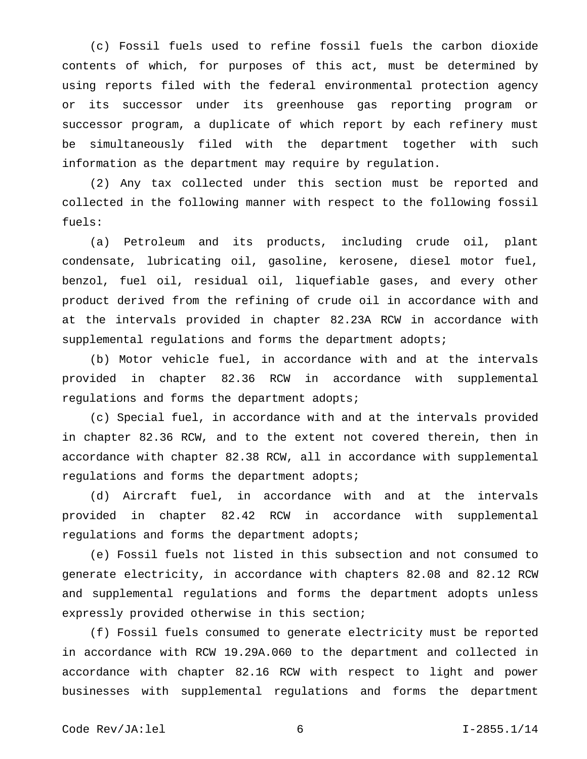(c) Fossil fuels used to refine fossil fuels the carbon dioxide contents of which, for purposes of this act, must be determined by using reports filed with the federal environmental protection agency or its successor under its greenhouse gas reporting program or successor program, a duplicate of which report by each refinery must be simultaneously filed with the department together with such information as the department may require by regulation.

(2) Any tax collected under this section must be reported and collected in the following manner with respect to the following fossil fuels:

(a) Petroleum and its products, including crude oil, plant condensate, lubricating oil, gasoline, kerosene, diesel motor fuel, benzol, fuel oil, residual oil, liquefiable gases, and every other product derived from the refining of crude oil in accordance with and at the intervals provided in chapter 82.23A RCW in accordance with supplemental regulations and forms the department adopts;

(b) Motor vehicle fuel, in accordance with and at the intervals provided in chapter 82.36 RCW in accordance with supplemental regulations and forms the department adopts;

(c) Special fuel, in accordance with and at the intervals provided in chapter 82.36 RCW, and to the extent not covered therein, then in accordance with chapter 82.38 RCW, all in accordance with supplemental regulations and forms the department adopts;

(d) Aircraft fuel, in accordance with and at the intervals provided in chapter 82.42 RCW in accordance with supplemental regulations and forms the department adopts;

(e) Fossil fuels not listed in this subsection and not consumed to generate electricity, in accordance with chapters 82.08 and 82.12 RCW and supplemental regulations and forms the department adopts unless expressly provided otherwise in this section;

(f) Fossil fuels consumed to generate electricity must be reported in accordance with RCW 19.29A.060 to the department and collected in accordance with chapter 82.16 RCW with respect to light and power businesses with supplemental regulations and forms the department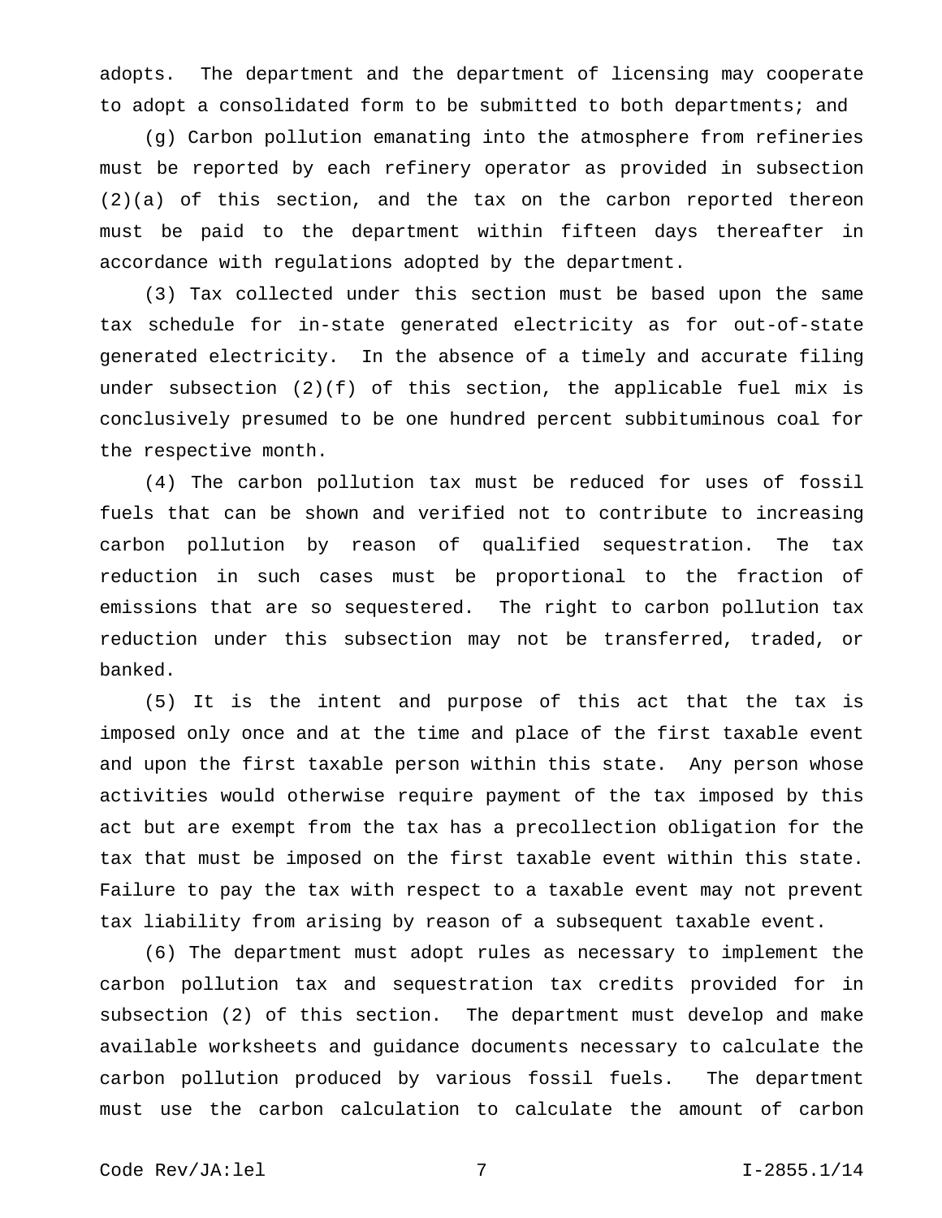adopts. The department and the department of licensing may cooperate to adopt a consolidated form to be submitted to both departments; and

(g) Carbon pollution emanating into the atmosphere from refineries must be reported by each refinery operator as provided in subsection (2)(a) of this section, and the tax on the carbon reported thereon must be paid to the department within fifteen days thereafter in accordance with regulations adopted by the department.

(3) Tax collected under this section must be based upon the same tax schedule for in-state generated electricity as for out-of-state generated electricity. In the absence of a timely and accurate filing under subsection (2)(f) of this section, the applicable fuel mix is conclusively presumed to be one hundred percent subbituminous coal for the respective month.

(4) The carbon pollution tax must be reduced for uses of fossil fuels that can be shown and verified not to contribute to increasing carbon pollution by reason of qualified sequestration. The tax reduction in such cases must be proportional to the fraction of emissions that are so sequestered. The right to carbon pollution tax reduction under this subsection may not be transferred, traded, or banked.

(5) It is the intent and purpose of this act that the tax is imposed only once and at the time and place of the first taxable event and upon the first taxable person within this state. Any person whose activities would otherwise require payment of the tax imposed by this act but are exempt from the tax has a precollection obligation for the tax that must be imposed on the first taxable event within this state. Failure to pay the tax with respect to a taxable event may not prevent tax liability from arising by reason of a subsequent taxable event.

(6) The department must adopt rules as necessary to implement the carbon pollution tax and sequestration tax credits provided for in subsection (2) of this section. The department must develop and make available worksheets and guidance documents necessary to calculate the carbon pollution produced by various fossil fuels. The department must use the carbon calculation to calculate the amount of carbon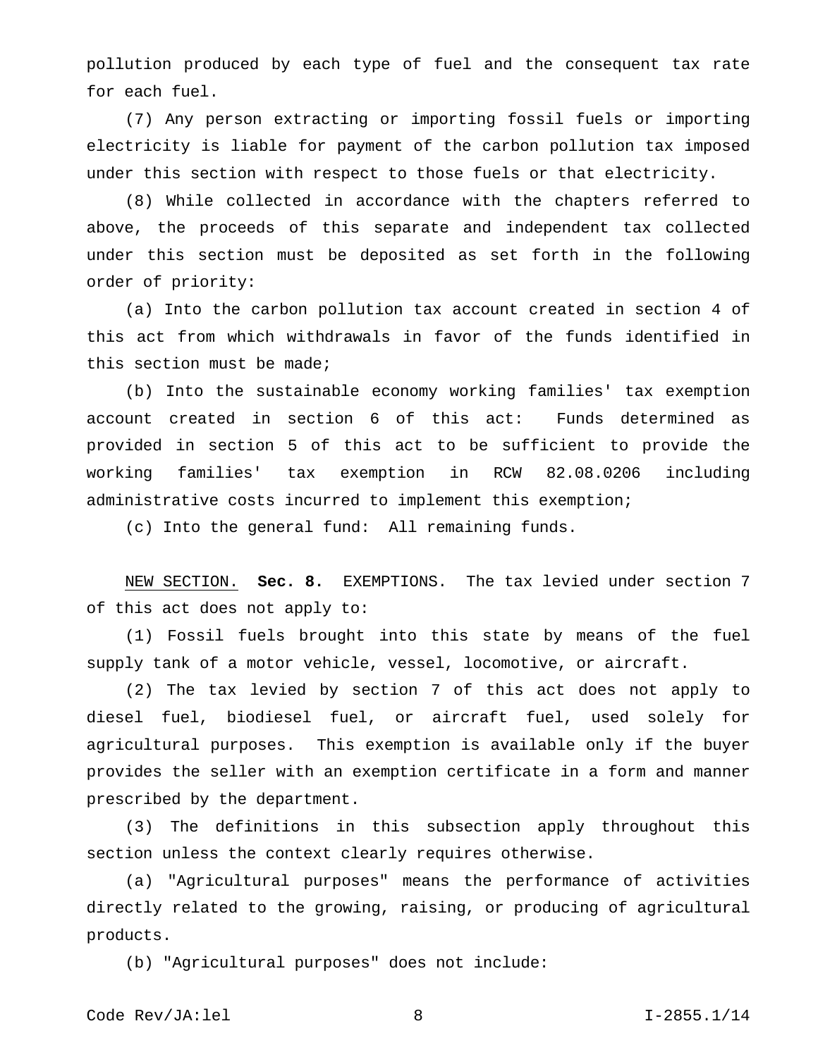pollution produced by each type of fuel and the consequent tax rate for each fuel.

(7) Any person extracting or importing fossil fuels or importing electricity is liable for payment of the carbon pollution tax imposed under this section with respect to those fuels or that electricity.

(8) While collected in accordance with the chapters referred to above, the proceeds of this separate and independent tax collected under this section must be deposited as set forth in the following order of priority:

(a) Into the carbon pollution tax account created in section 4 of this act from which withdrawals in favor of the funds identified in this section must be made;

(b) Into the sustainable economy working families' tax exemption account created in section 6 of this act: Funds determined as provided in section 5 of this act to be sufficient to provide the working families' tax exemption in RCW 82.08.0206 including administrative costs incurred to implement this exemption;

(c) Into the general fund: All remaining funds.

NEW SECTION. **Sec. 8.** EXEMPTIONS. The tax levied under section 7 of this act does not apply to:

(1) Fossil fuels brought into this state by means of the fuel supply tank of a motor vehicle, vessel, locomotive, or aircraft.

(2) The tax levied by section 7 of this act does not apply to diesel fuel, biodiesel fuel, or aircraft fuel, used solely for agricultural purposes. This exemption is available only if the buyer provides the seller with an exemption certificate in a form and manner prescribed by the department.

(3) The definitions in this subsection apply throughout this section unless the context clearly requires otherwise.

(a) "Agricultural purposes" means the performance of activities directly related to the growing, raising, or producing of agricultural products.

(b) "Agricultural purposes" does not include: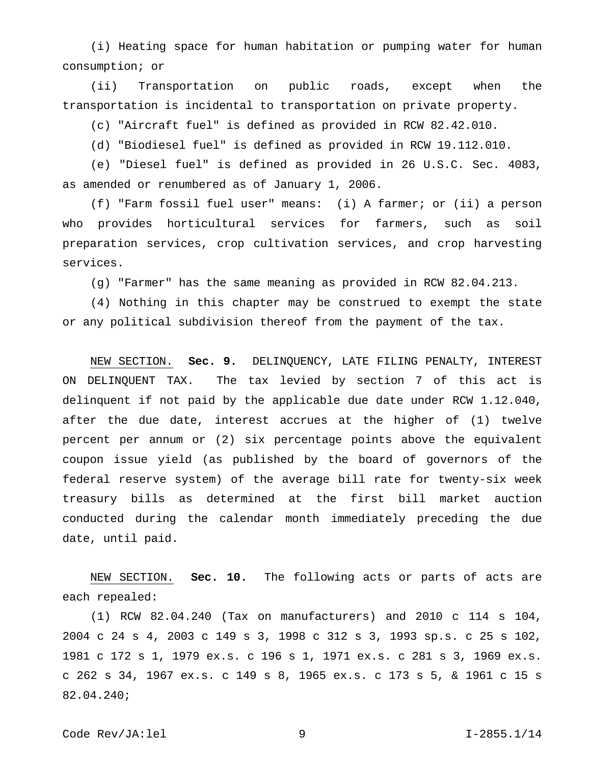(i) Heating space for human habitation or pumping water for human consumption; or

(ii) Transportation on public roads, except when the transportation is incidental to transportation on private property.

(c) "Aircraft fuel" is defined as provided in RCW 82.42.010.

(d) "Biodiesel fuel" is defined as provided in RCW 19.112.010.

(e) "Diesel fuel" is defined as provided in 26 U.S.C. Sec. 4083, as amended or renumbered as of January 1, 2006.

(f) "Farm fossil fuel user" means: (i) A farmer; or (ii) a person who provides horticultural services for farmers, such as soil preparation services, crop cultivation services, and crop harvesting services.

(g) "Farmer" has the same meaning as provided in RCW 82.04.213.

(4) Nothing in this chapter may be construed to exempt the state or any political subdivision thereof from the payment of the tax.

NEW SECTION. **Sec. 9.** DELINQUENCY, LATE FILING PENALTY, INTEREST ON DELINQUENT TAX. The tax levied by section 7 of this act is delinquent if not paid by the applicable due date under RCW 1.12.040, after the due date, interest accrues at the higher of (1) twelve percent per annum or (2) six percentage points above the equivalent coupon issue yield (as published by the board of governors of the federal reserve system) of the average bill rate for twenty-six week treasury bills as determined at the first bill market auction conducted during the calendar month immediately preceding the due date, until paid.

NEW SECTION. **Sec. 10.** The following acts or parts of acts are each repealed:

(1) RCW 82.04.240 (Tax on manufacturers) and 2010 c 114 s 104, 2004 c 24 s 4, 2003 c 149 s 3, 1998 c 312 s 3, 1993 sp.s. c 25 s 102, 1981 c 172 s 1, 1979 ex.s. c 196 s 1, 1971 ex.s. c 281 s 3, 1969 ex.s. c 262 s 34, 1967 ex.s. c 149 s 8, 1965 ex.s. c 173 s 5, & 1961 c 15 s 82.04.240;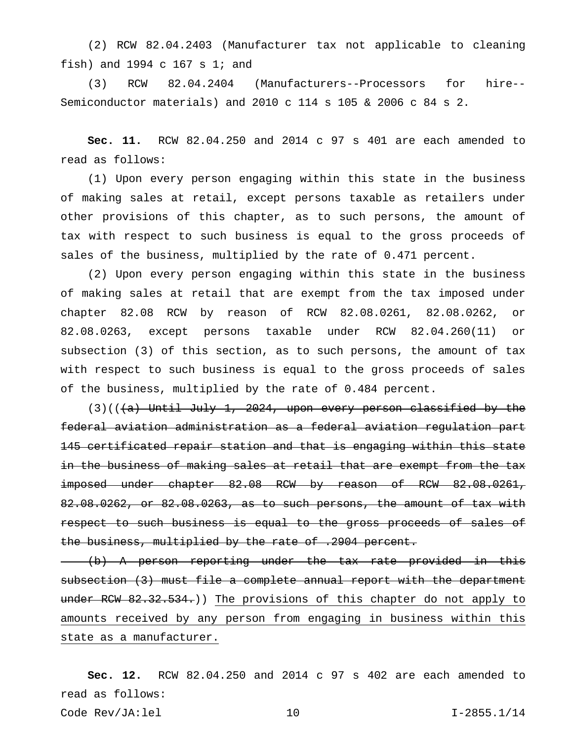(2) RCW 82.04.2403 (Manufacturer tax not applicable to cleaning fish) and 1994 c 167 s 1; and

(3) RCW 82.04.2404 (Manufacturers--Processors for hire--Semiconductor materials) and 2010 c 114 s 105 & 2006 c 84 s 2.

**Sec. 11.** RCW 82.04.250 and 2014 c 97 s 401 are each amended to read as follows:

(1) Upon every person engaging within this state in the business of making sales at retail, except persons taxable as retailers under other provisions of this chapter, as to such persons, the amount of tax with respect to such business is equal to the gross proceeds of sales of the business, multiplied by the rate of 0.471 percent.

(2) Upon every person engaging within this state in the business of making sales at retail that are exempt from the tax imposed under chapter 82.08 RCW by reason of RCW 82.08.0261, 82.08.0262, or 82.08.0263, except persons taxable under RCW 82.04.260(11) or subsection (3) of this section, as to such persons, the amount of tax with respect to such business is equal to the gross proceeds of sales of the business, multiplied by the rate of 0.484 percent.

(3)((~~(a) Until July 1, 2024, upon every person classified by the federal aviation administration as a federal aviation regulation part 145 certificated repair station and that is engaging within this state in the business of making sales at retail that are exempt from the tax imposed under chapter 82.08 RCW by reason of RCW 82.08.0261, 82.08.0262, or 82.08.0263, as to such persons, the amount of tax with respect to such business is equal to the gross proceeds of sales of the business, multiplied by the rate of .2904 percent.~~

~~(b) A person reporting under the tax rate provided in this subsection (3) must file a complete annual report with the department under RCW 82.32.534.~~)) <u>The provisions of this chapter do not apply to amounts received by any person from engaging in business within this state as a manufacturer.</u>

**Sec. 12.** RCW 82.04.250 and 2014 c 97 s 402 are each amended to read as follows: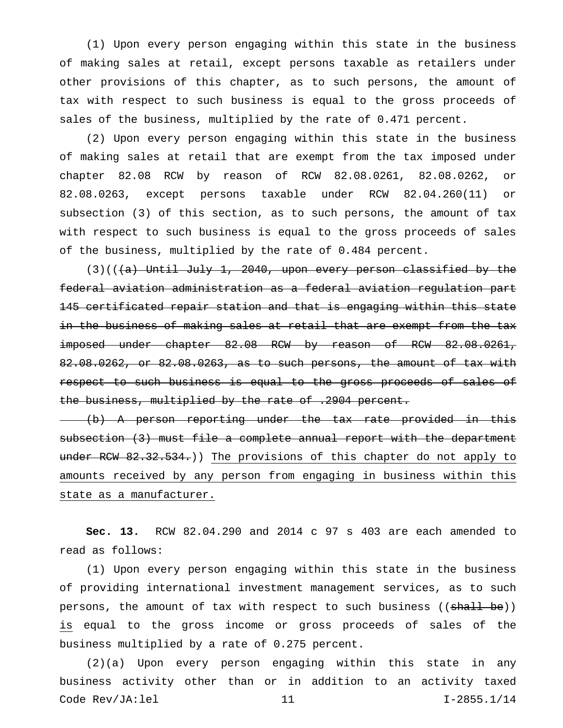(1) Upon every person engaging within this state in the business of making sales at retail, except persons taxable as retailers under other provisions of this chapter, as to such persons, the amount of tax with respect to such business is equal to the gross proceeds of sales of the business, multiplied by the rate of 0.471 percent.

(2) Upon every person engaging within this state in the business of making sales at retail that are exempt from the tax imposed under chapter 82.08 RCW by reason of RCW 82.08.0261, 82.08.0262, or 82.08.0263, except persons taxable under RCW 82.04.260(11) or subsection (3) of this section, as to such persons, the amount of tax with respect to such business is equal to the gross proceeds of sales of the business, multiplied by the rate of 0.484 percent.

(3)((~~(a) Until July 1, 2040, upon every person classified by the federal aviation administration as a federal aviation regulation part 145 certificated repair station and that is engaging within this state in the business of making sales at retail that are exempt from the tax imposed under chapter 82.08 RCW by reason of RCW 82.08.0261, 82.08.0262, or 82.08.0263, as to such persons, the amount of tax with respect to such business is equal to the gross proceeds of sales of the business, multiplied by the rate of .2904 percent.~~

~~(b) A person reporting under the tax rate provided in this subsection (3) must file a complete annual report with the department under RCW 82.32.534.~~)) <u>The provisions of this chapter do not apply to amounts received by any person from engaging in business within this state as a manufacturer.</u>

**Sec. 13.** RCW 82.04.290 and 2014 c 97 s 403 are each amended to read as follows:

(1) Upon every person engaging within this state in the business of providing international investment management services, as to such persons, the amount of tax with respect to such business ((~~shall be~~)) <u>is</u> equal to the gross income or gross proceeds of sales of the business multiplied by a rate of 0.275 percent.

(2)(a) Upon every person engaging within this state in any business activity other than or in addition to an activity taxed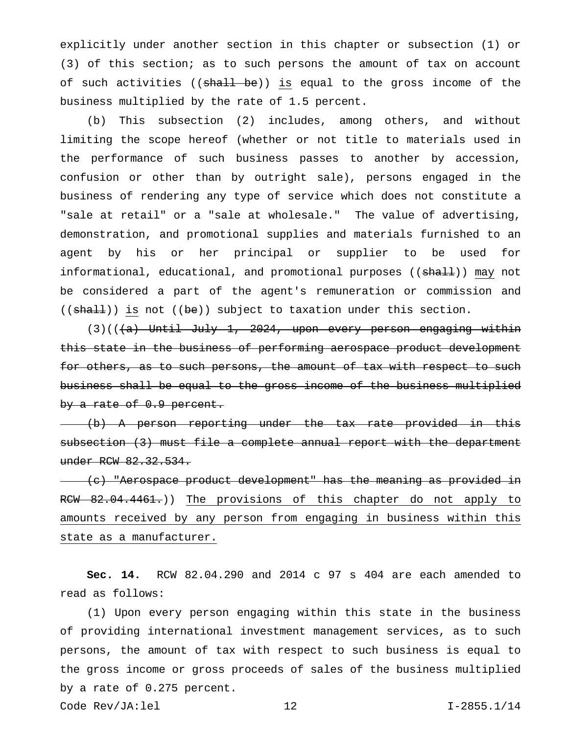explicitly under another section in this chapter or subsection (1) or (3) of this section; as to such persons the amount of tax on account of such activities ((~~shall be~~)) <u>is</u> equal to the gross income of the business multiplied by the rate of 1.5 percent.

(b) This subsection (2) includes, among others, and without limiting the scope hereof (whether or not title to materials used in the performance of such business passes to another by accession, confusion or other than by outright sale), persons engaged in the business of rendering any type of service which does not constitute a "sale at retail" or a "sale at wholesale." The value of advertising, demonstration, and promotional supplies and materials furnished to an agent by his or her principal or supplier to be used for informational, educational, and promotional purposes ((~~shall~~)) <u>may</u> not be considered a part of the agent's remuneration or commission and ((~~shall~~)) <u>is</u> not ((~~be~~)) subject to taxation under this section.

(3)((~~(a) Until July 1, 2024, upon every person engaging within this state in the business of performing aerospace product development for others, as to such persons, the amount of tax with respect to such business shall be equal to the gross income of the business multiplied by a rate of 0.9 percent.~~

~~(b) A person reporting under the tax rate provided in this subsection (3) must file a complete annual report with the department under RCW 82.32.534.~~

~~(c) "Aerospace product development" has the meaning as provided in RCW 82.04.4461.~~)) <u>The provisions of this chapter do not apply to amounts received by any person from engaging in business within this state as a manufacturer.</u>

**Sec. 14.** RCW 82.04.290 and 2014 c 97 s 404 are each amended to read as follows:

(1) Upon every person engaging within this state in the business of providing international investment management services, as to such persons, the amount of tax with respect to such business is equal to the gross income or gross proceeds of sales of the business multiplied by a rate of 0.275 percent.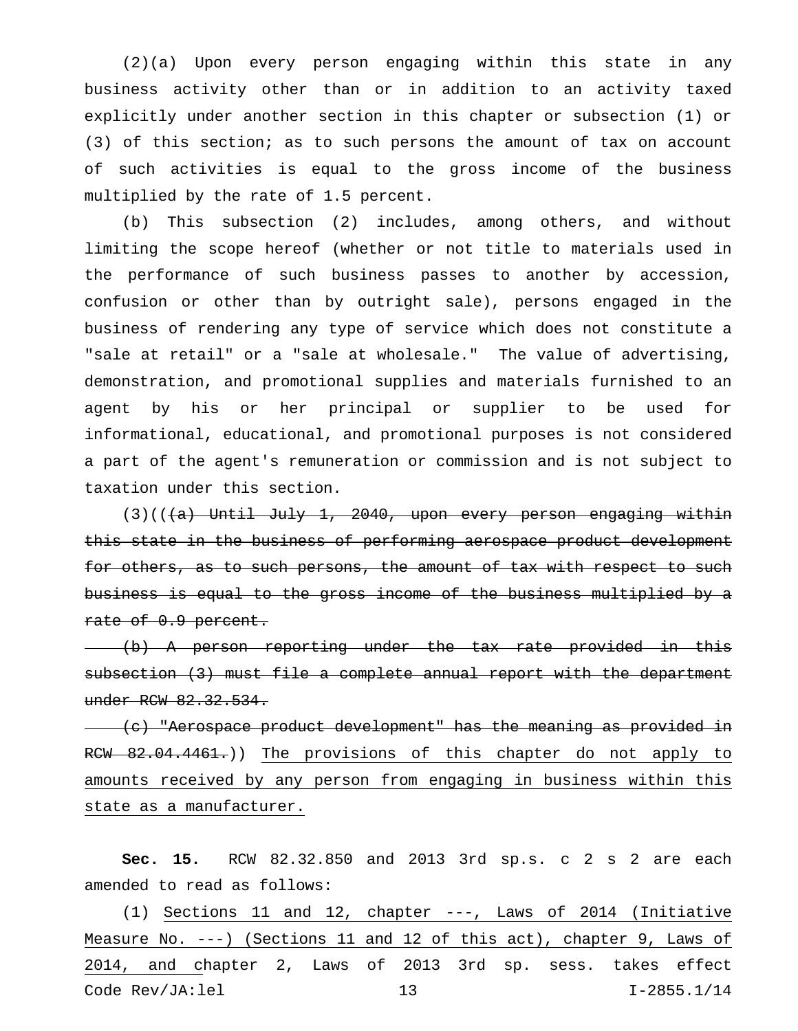(2)(a) Upon every person engaging within this state in any business activity other than or in addition to an activity taxed explicitly under another section in this chapter or subsection (1) or (3) of this section; as to such persons the amount of tax on account of such activities is equal to the gross income of the business multiplied by the rate of 1.5 percent.

(b) This subsection (2) includes, among others, and without limiting the scope hereof (whether or not title to materials used in the performance of such business passes to another by accession, confusion or other than by outright sale), persons engaged in the business of rendering any type of service which does not constitute a "sale at retail" or a "sale at wholesale." The value of advertising, demonstration, and promotional supplies and materials furnished to an agent by his or her principal or supplier to be used for informational, educational, and promotional purposes is not considered a part of the agent's remuneration or commission and is not subject to taxation under this section.

(3)((~~(a) Until July 1, 2040, upon every person engaging within this state in the business of performing aerospace product development for others, as to such persons, the amount of tax with respect to such business is equal to the gross income of the business multiplied by a rate of 0.9 percent.~~

~~(b) A person reporting under the tax rate provided in this subsection (3) must file a complete annual report with the department under RCW 82.32.534.~~

~~(c) "Aerospace product development" has the meaning as provided in RCW 82.04.4461.~~)) <u>The provisions of this chapter do not apply to amounts received by any person from engaging in business within this state as a manufacturer.</u>

**Sec. 15.** RCW 82.32.850 and 2013 3rd sp.s. c 2 s 2 are each amended to read as follows:

(1) <u>Sections 11 and 12, chapter ---, Laws of 2014 (Initiative Measure No. ---) (Sections 11 and 12 of this act), chapter 9, Laws of 2014, and c</u>hapter 2, Laws of 2013 3rd sp. sess. takes effect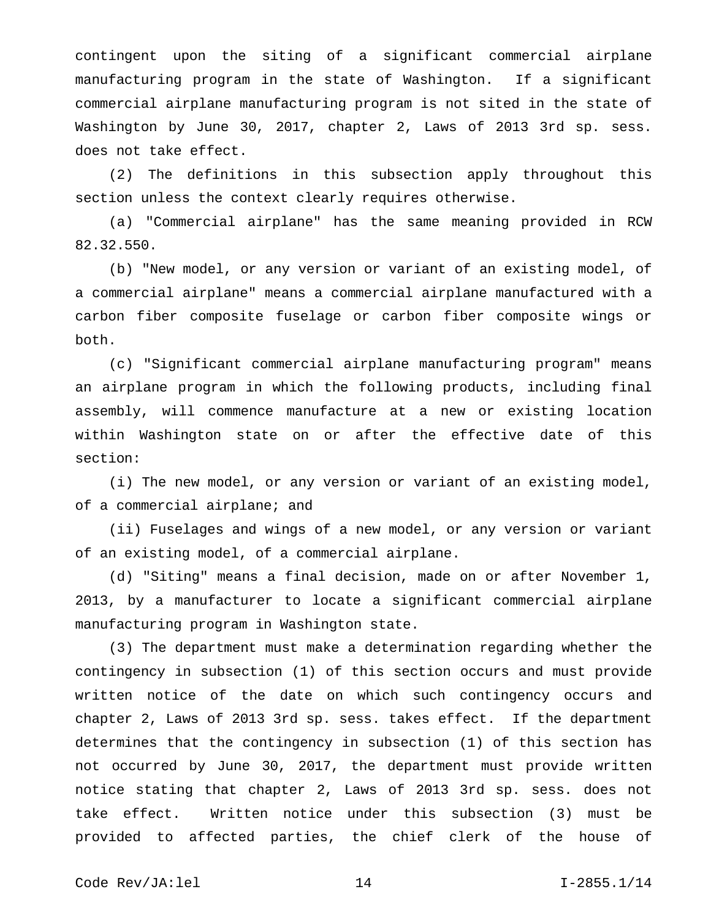contingent upon the siting of a significant commercial airplane manufacturing program in the state of Washington. If a significant commercial airplane manufacturing program is not sited in the state of Washington by June 30, 2017, chapter 2, Laws of 2013 3rd sp. sess. does not take effect.

(2) The definitions in this subsection apply throughout this section unless the context clearly requires otherwise.

(a) "Commercial airplane" has the same meaning provided in RCW 82.32.550.

(b) "New model, or any version or variant of an existing model, of a commercial airplane" means a commercial airplane manufactured with a carbon fiber composite fuselage or carbon fiber composite wings or both.

(c) "Significant commercial airplane manufacturing program" means an airplane program in which the following products, including final assembly, will commence manufacture at a new or existing location within Washington state on or after the effective date of this section:

(i) The new model, or any version or variant of an existing model, of a commercial airplane; and

(ii) Fuselages and wings of a new model, or any version or variant of an existing model, of a commercial airplane.

(d) "Siting" means a final decision, made on or after November 1, 2013, by a manufacturer to locate a significant commercial airplane manufacturing program in Washington state.

(3) The department must make a determination regarding whether the contingency in subsection (1) of this section occurs and must provide written notice of the date on which such contingency occurs and chapter 2, Laws of 2013 3rd sp. sess. takes effect. If the department determines that the contingency in subsection (1) of this section has not occurred by June 30, 2017, the department must provide written notice stating that chapter 2, Laws of 2013 3rd sp. sess. does not take effect. Written notice under this subsection (3) must be provided to affected parties, the chief clerk of the house of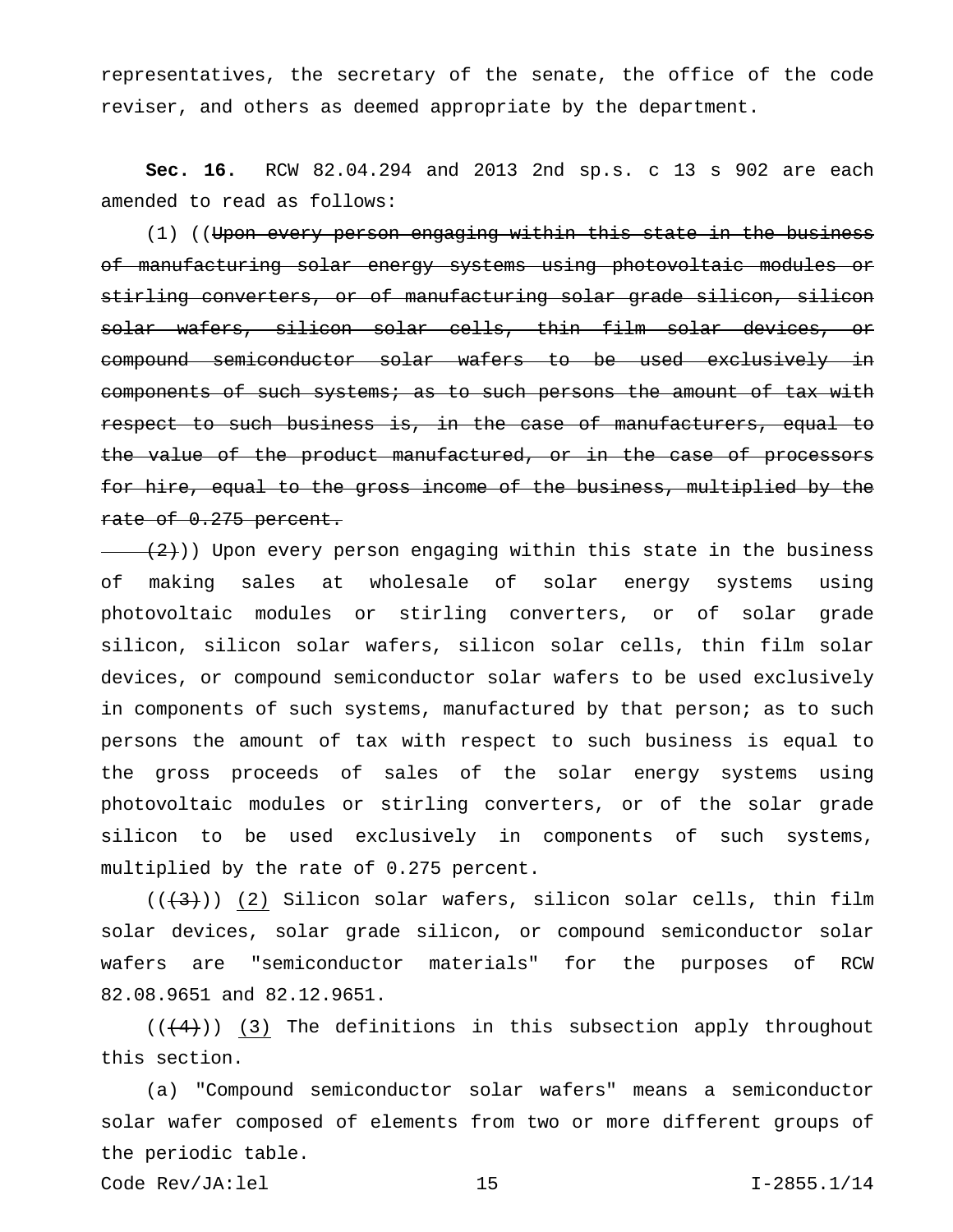representatives, the secretary of the senate, the office of the code reviser, and others as deemed appropriate by the department.

**Sec. 16.** RCW 82.04.294 and 2013 2nd sp.s. c 13 s 902 are each amended to read as follows:

(1) ((~~Upon every person engaging within this state in the business of manufacturing solar energy systems using photovoltaic modules or stirling converters, or of manufacturing solar grade silicon, silicon solar wafers, silicon solar cells, thin film solar devices, or compound semiconductor solar wafers to be used exclusively in components of such systems; as to such persons the amount of tax with respect to such business is, in the case of manufacturers, equal to the value of the product manufactured, or in the case of processors for hire, equal to the gross income of the business, multiplied by the rate of 0.275 percent.~~

~~(2)~~)) Upon every person engaging within this state in the business of making sales at wholesale of solar energy systems using photovoltaic modules or stirling converters, or of solar grade silicon, silicon solar wafers, silicon solar cells, thin film solar devices, or compound semiconductor solar wafers to be used exclusively in components of such systems, manufactured by that person; as to such persons the amount of tax with respect to such business is equal to the gross proceeds of sales of the solar energy systems using photovoltaic modules or stirling converters, or of the solar grade silicon to be used exclusively in components of such systems, multiplied by the rate of 0.275 percent.

((~~(3)~~)) <u>(2)</u> Silicon solar wafers, silicon solar cells, thin film solar devices, solar grade silicon, or compound semiconductor solar wafers are "semiconductor materials" for the purposes of RCW 82.08.9651 and 82.12.9651.

((~~(4)~~)) <u>(3)</u> The definitions in this subsection apply throughout this section.

(a) "Compound semiconductor solar wafers" means a semiconductor solar wafer composed of elements from two or more different groups of the periodic table.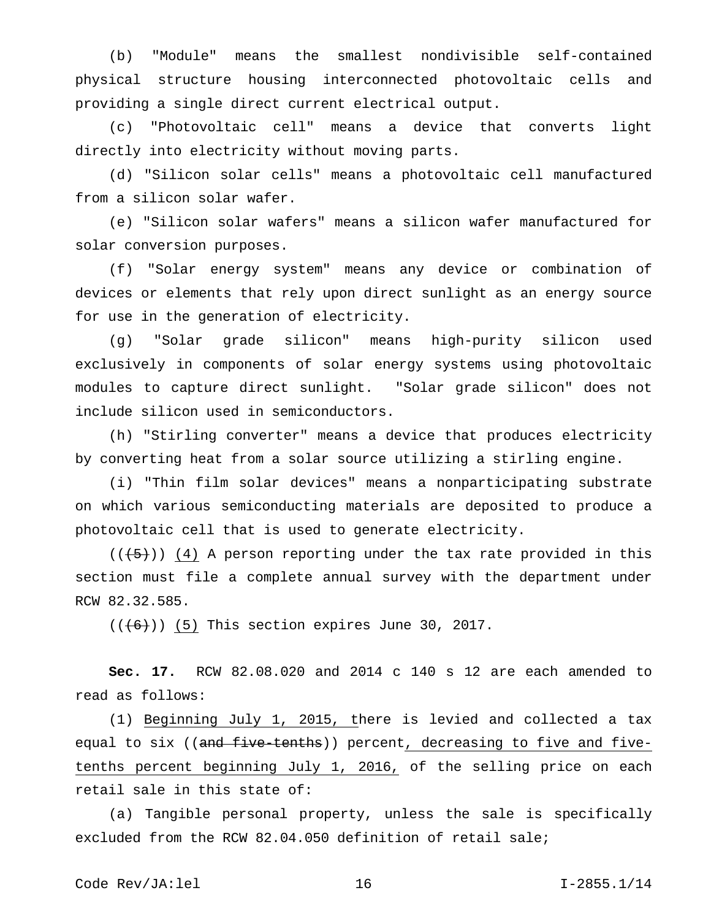(b) "Module" means the smallest nondivisible self-contained physical structure housing interconnected photovoltaic cells and providing a single direct current electrical output.

(c) "Photovoltaic cell" means a device that converts light directly into electricity without moving parts.

(d) "Silicon solar cells" means a photovoltaic cell manufactured from a silicon solar wafer.

(e) "Silicon solar wafers" means a silicon wafer manufactured for solar conversion purposes.

(f) "Solar energy system" means any device or combination of devices or elements that rely upon direct sunlight as an energy source for use in the generation of electricity.

(g) "Solar grade silicon" means high-purity silicon used exclusively in components of solar energy systems using photovoltaic modules to capture direct sunlight. "Solar grade silicon" does not include silicon used in semiconductors.

(h) "Stirling converter" means a device that produces electricity by converting heat from a solar source utilizing a stirling engine.

(i) "Thin film solar devices" means a nonparticipating substrate on which various semiconducting materials are deposited to produce a photovoltaic cell that is used to generate electricity.

((~~(5)~~)) <u>(4)</u> A person reporting under the tax rate provided in this section must file a complete annual survey with the department under RCW 82.32.585.

((~~(6)~~)) <u>(5)</u> This section expires June 30, 2017.

**Sec. 17.** RCW 82.08.020 and 2014 c 140 s 12 are each amended to read as follows:

(1) <u>Beginning July 1, 2015, t</u>here is levied and collected a tax equal to six ((~~and five-tenths~~)) percent<u>, decreasing to five and five-tenths percent beginning July 1, 2016,</u> of the selling price on each retail sale in this state of:

(a) Tangible personal property, unless the sale is specifically excluded from the RCW 82.04.050 definition of retail sale;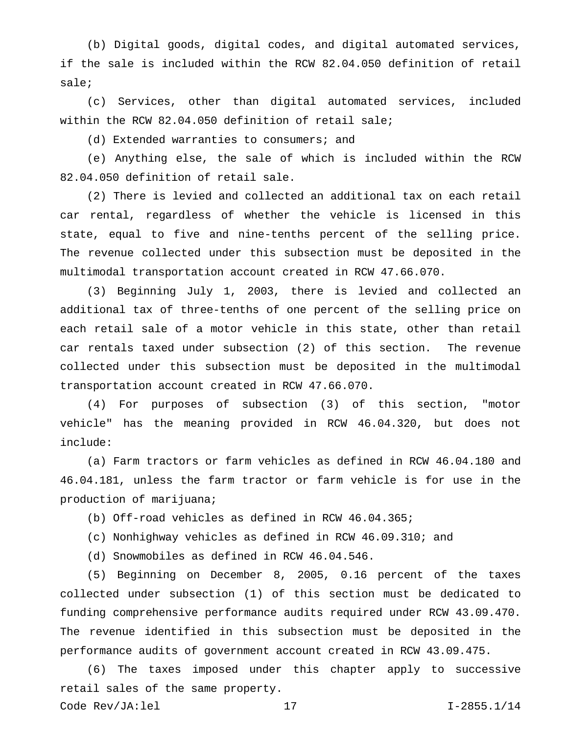(b) Digital goods, digital codes, and digital automated services, if the sale is included within the RCW 82.04.050 definition of retail sale;

(c) Services, other than digital automated services, included within the RCW 82.04.050 definition of retail sale;

(d) Extended warranties to consumers; and

(e) Anything else, the sale of which is included within the RCW 82.04.050 definition of retail sale.

(2) There is levied and collected an additional tax on each retail car rental, regardless of whether the vehicle is licensed in this state, equal to five and nine-tenths percent of the selling price. The revenue collected under this subsection must be deposited in the multimodal transportation account created in RCW 47.66.070.

(3) Beginning July 1, 2003, there is levied and collected an additional tax of three-tenths of one percent of the selling price on each retail sale of a motor vehicle in this state, other than retail car rentals taxed under subsection (2) of this section. The revenue collected under this subsection must be deposited in the multimodal transportation account created in RCW 47.66.070.

(4) For purposes of subsection (3) of this section, "motor vehicle" has the meaning provided in RCW 46.04.320, but does not include:

(a) Farm tractors or farm vehicles as defined in RCW 46.04.180 and 46.04.181, unless the farm tractor or farm vehicle is for use in the production of marijuana;

(b) Off-road vehicles as defined in RCW 46.04.365;

(c) Nonhighway vehicles as defined in RCW 46.09.310; and

(d) Snowmobiles as defined in RCW 46.04.546.

(5) Beginning on December 8, 2005, 0.16 percent of the taxes collected under subsection (1) of this section must be dedicated to funding comprehensive performance audits required under RCW 43.09.470. The revenue identified in this subsection must be deposited in the performance audits of government account created in RCW 43.09.475.

(6) The taxes imposed under this chapter apply to successive retail sales of the same property.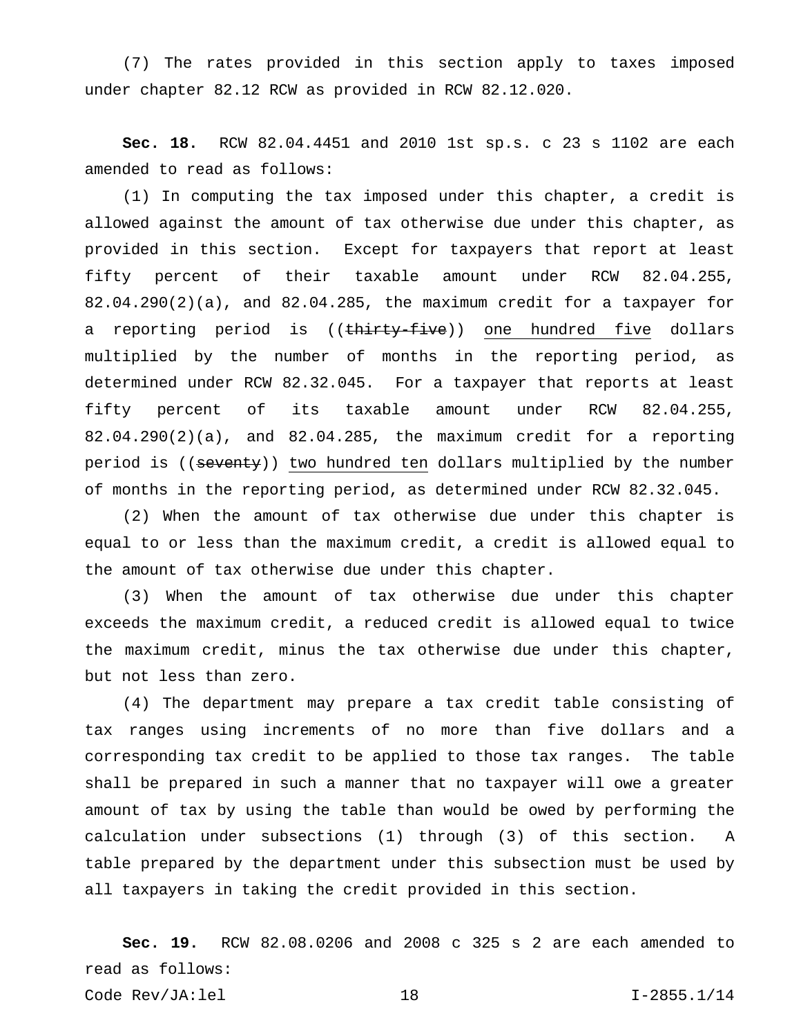(7) The rates provided in this section apply to taxes imposed under chapter 82.12 RCW as provided in RCW 82.12.020.

**Sec. 18.** RCW 82.04.4451 and 2010 1st sp.s. c 23 s 1102 are each amended to read as follows:

(1) In computing the tax imposed under this chapter, a credit is allowed against the amount of tax otherwise due under this chapter, as provided in this section. Except for taxpayers that report at least fifty percent of their taxable amount under RCW 82.04.255, 82.04.290(2)(a), and 82.04.285, the maximum credit for a taxpayer for a reporting period is ((~~thirty-five~~)) <u>one hundred five</u> dollars multiplied by the number of months in the reporting period, as determined under RCW 82.32.045. For a taxpayer that reports at least fifty percent of its taxable amount under RCW 82.04.255, 82.04.290(2)(a), and 82.04.285, the maximum credit for a reporting period is ((~~seventy~~)) <u>two hundred ten</u> dollars multiplied by the number of months in the reporting period, as determined under RCW 82.32.045.

(2) When the amount of tax otherwise due under this chapter is equal to or less than the maximum credit, a credit is allowed equal to the amount of tax otherwise due under this chapter.

(3) When the amount of tax otherwise due under this chapter exceeds the maximum credit, a reduced credit is allowed equal to twice the maximum credit, minus the tax otherwise due under this chapter, but not less than zero.

(4) The department may prepare a tax credit table consisting of tax ranges using increments of no more than five dollars and a corresponding tax credit to be applied to those tax ranges. The table shall be prepared in such a manner that no taxpayer will owe a greater amount of tax by using the table than would be owed by performing the calculation under subsections (1) through (3) of this section. A table prepared by the department under this subsection must be used by all taxpayers in taking the credit provided in this section.

**Sec. 19.** RCW 82.08.0206 and 2008 c 325 s 2 are each amended to read as follows: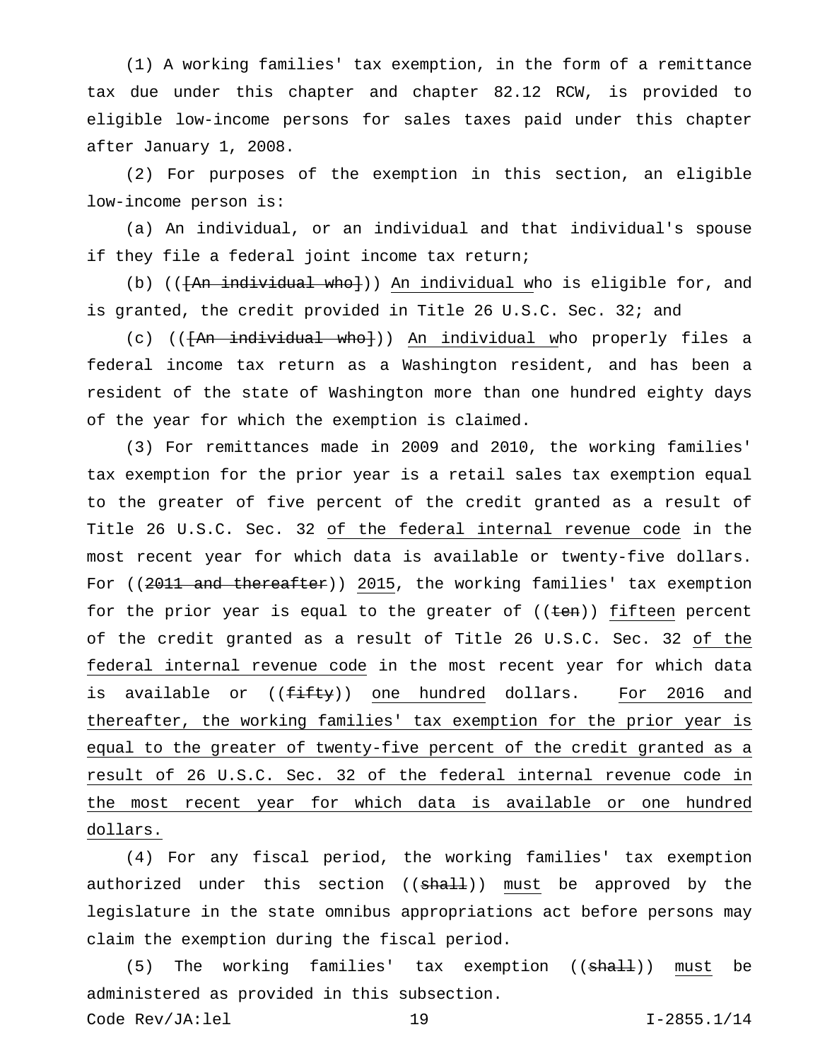(1) A working families' tax exemption, in the form of a remittance tax due under this chapter and chapter 82.12 RCW, is provided to eligible low-income persons for sales taxes paid under this chapter after January 1, 2008.

(2) For purposes of the exemption in this section, an eligible low-income person is:

(a) An individual, or an individual and that individual's spouse if they file a federal joint income tax return;

(b) ((~~[An individual who]~~)) <u>An individual w</u>ho is eligible for, and is granted, the credit provided in Title 26 U.S.C. Sec. 32; and

(c) ((~~[An individual who]~~)) <u>An individual w</u>ho properly files a federal income tax return as a Washington resident, and has been a resident of the state of Washington more than one hundred eighty days of the year for which the exemption is claimed.

(3) For remittances made in 2009 and 2010, the working families' tax exemption for the prior year is a retail sales tax exemption equal to the greater of five percent of the credit granted as a result of Title 26 U.S.C. Sec. 32 <u>of the federal internal revenue code</u> in the most recent year for which data is available or twenty-five dollars. For ((~~2011 and thereafter~~)) <u>2015</u>, the working families' tax exemption for the prior year is equal to the greater of ((~~ten~~)) <u>fifteen</u> percent of the credit granted as a result of Title 26 U.S.C. Sec. 32 <u>of the federal internal revenue code</u> in the most recent year for which data is available or ((~~fifty~~)) <u>one hundred</u> dollars. <u>For 2016 and thereafter, the working families' tax exemption for the prior year is equal to the greater of twenty-five percent of the credit granted as a result of 26 U.S.C. Sec. 32 of the federal internal revenue code in the most recent year for which data is available or one hundred dollars.</u>

(4) For any fiscal period, the working families' tax exemption authorized under this section ((~~shall~~)) <u>must</u> be approved by the legislature in the state omnibus appropriations act before persons may claim the exemption during the fiscal period.

(5) The working families' tax exemption ((~~shall~~)) <u>must</u> be administered as provided in this subsection.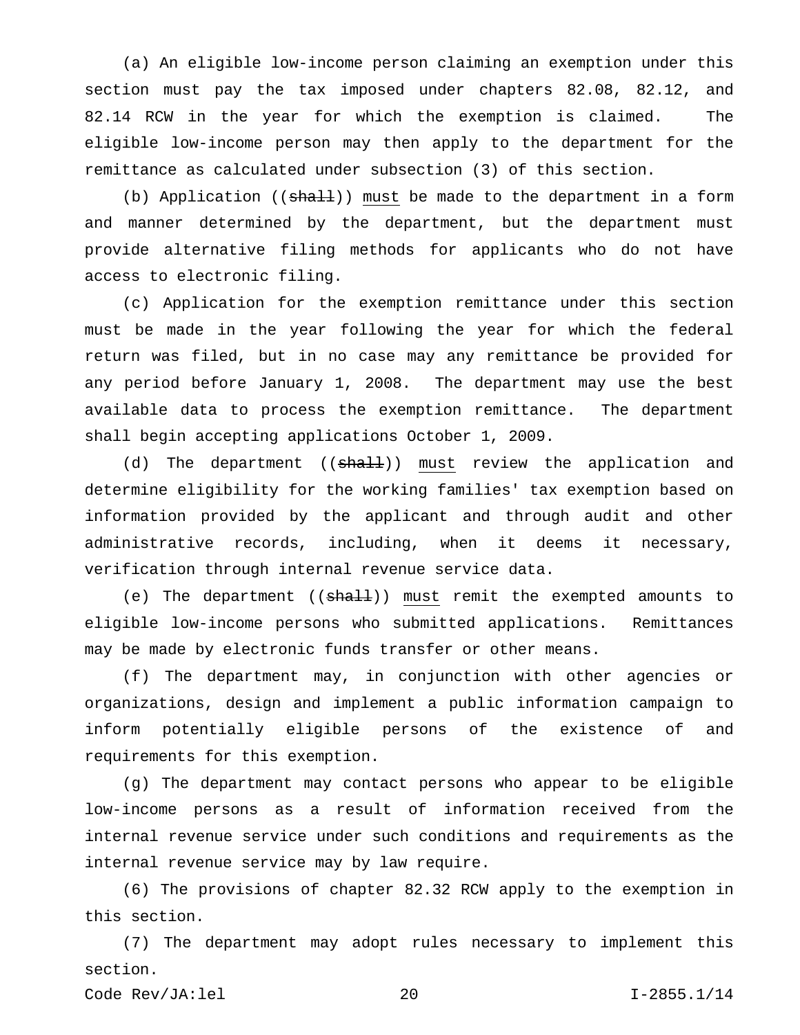(a) An eligible low-income person claiming an exemption under this section must pay the tax imposed under chapters 82.08, 82.12, and 82.14 RCW in the year for which the exemption is claimed. The eligible low-income person may then apply to the department for the remittance as calculated under subsection (3) of this section.

(b) Application ((~~shall~~)) <u>must</u> be made to the department in a form and manner determined by the department, but the department must provide alternative filing methods for applicants who do not have access to electronic filing.

(c) Application for the exemption remittance under this section must be made in the year following the year for which the federal return was filed, but in no case may any remittance be provided for any period before January 1, 2008. The department may use the best available data to process the exemption remittance. The department shall begin accepting applications October 1, 2009.

(d) The department ((~~shall~~)) <u>must</u> review the application and determine eligibility for the working families' tax exemption based on information provided by the applicant and through audit and other administrative records, including, when it deems it necessary, verification through internal revenue service data.

(e) The department ((~~shall~~)) <u>must</u> remit the exempted amounts to eligible low-income persons who submitted applications. Remittances may be made by electronic funds transfer or other means.

(f) The department may, in conjunction with other agencies or organizations, design and implement a public information campaign to inform potentially eligible persons of the existence of and requirements for this exemption.

(g) The department may contact persons who appear to be eligible low-income persons as a result of information received from the internal revenue service under such conditions and requirements as the internal revenue service may by law require.

(6) The provisions of chapter 82.32 RCW apply to the exemption in this section.

(7) The department may adopt rules necessary to implement this section.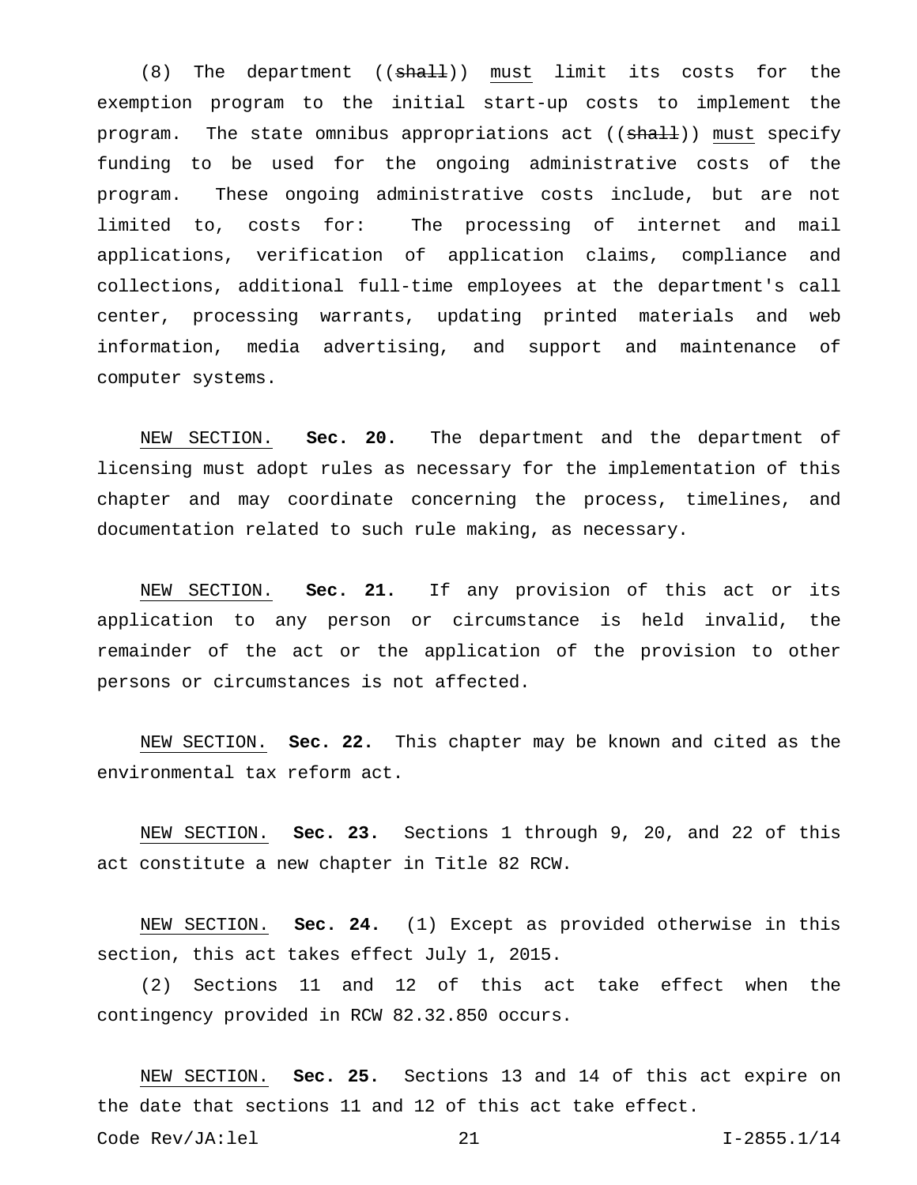(8) The department ((~~shall~~)) <u>must</u> limit its costs for the exemption program to the initial start-up costs to implement the program. The state omnibus appropriations act ((~~shall~~)) <u>must</u> specify funding to be used for the ongoing administrative costs of the program. These ongoing administrative costs include, but are not limited to, costs for: The processing of internet and mail applications, verification of application claims, compliance and collections, additional full-time employees at the department's call center, processing warrants, updating printed materials and web information, media advertising, and support and maintenance of computer systems.

<u>NEW SECTION.</u> **Sec. 20.** The department and the department of licensing must adopt rules as necessary for the implementation of this chapter and may coordinate concerning the process, timelines, and documentation related to such rule making, as necessary.

<u>NEW SECTION.</u> **Sec. 21.** If any provision of this act or its application to any person or circumstance is held invalid, the remainder of the act or the application of the provision to other persons or circumstances is not affected.

<u>NEW SECTION.</u> **Sec. 22.** This chapter may be known and cited as the environmental tax reform act.

<u>NEW SECTION.</u> **Sec. 23.** Sections 1 through 9, 20, and 22 of this act constitute a new chapter in Title 82 RCW.

<u>NEW SECTION.</u> **Sec. 24.** (1) Except as provided otherwise in this section, this act takes effect July 1, 2015.

(2) Sections 11 and 12 of this act take effect when the contingency provided in RCW 82.32.850 occurs.

<u>NEW SECTION.</u> **Sec. 25.** Sections 13 and 14 of this act expire on the date that sections 11 and 12 of this act take effect.